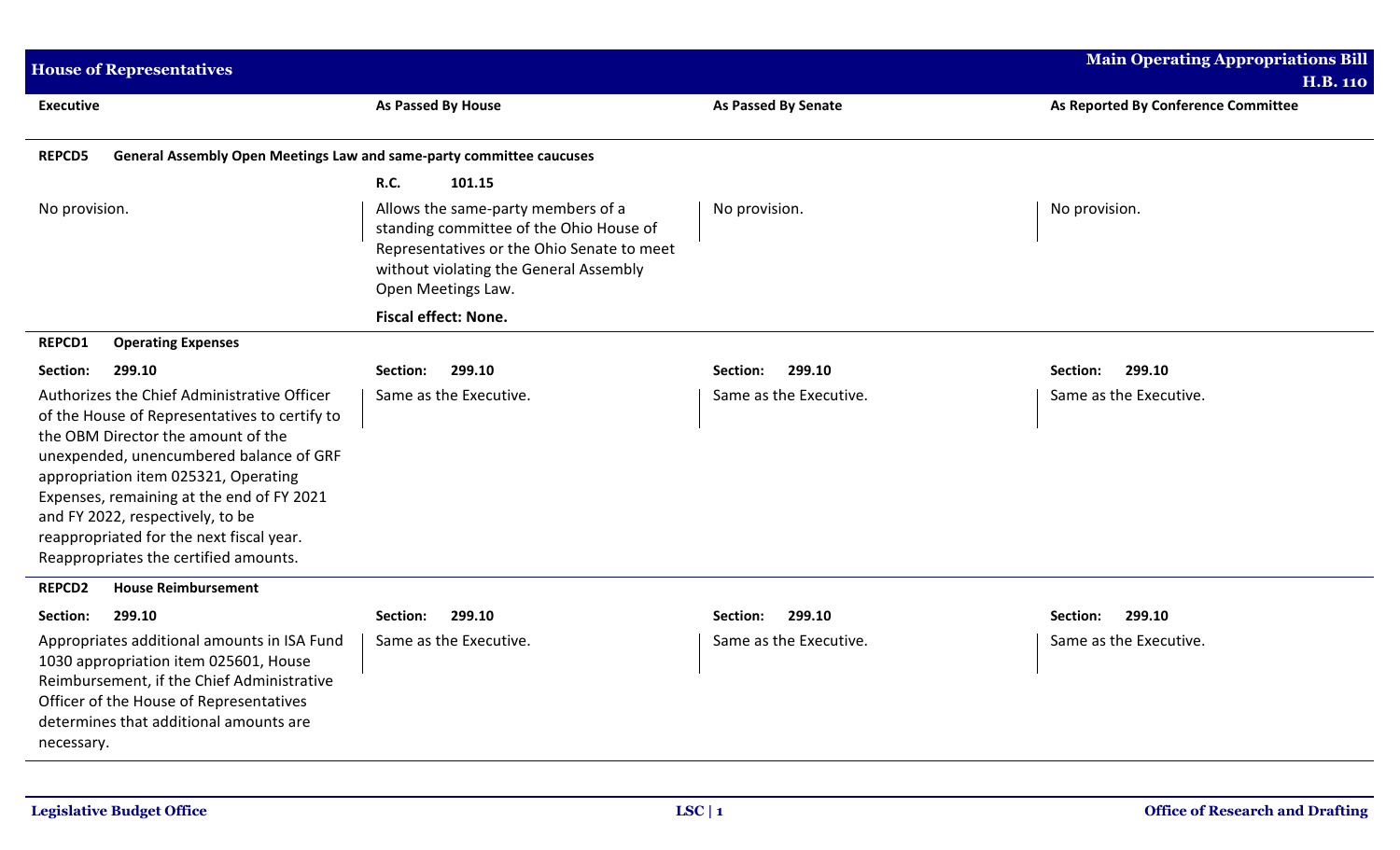| Executive | As Passed By House | As Passed By Senate | As Reported By Conference Committee |
|---|---|---|---|
| **REPCD5 General Assembly Open Meetings Law and same-party committee caucuses** | | | |
| | **R.C. 101.15** | | |
| No provision. | Allows the same-party members of a standing committee of the Ohio House of Representatives or the Ohio Senate to meet without violating the General Assembly Open Meetings Law.<br><br>**Fiscal effect: None.** | No provision. | No provision. |
| **REPCD1 Operating Expenses** | | | |
| **Section: 299.10** | **Section: 299.10** | **Section: 299.10** | **Section: 299.10** |
| Authorizes the Chief Administrative Officer of the House of Representatives to certify to the OBM Director the amount of the unexpended, unencumbered balance of GRF appropriation item 025321, Operating Expenses, remaining at the end of FY 2021 and FY 2022, respectively, to be reappropriated for the next fiscal year. Reappropriates the certified amounts. | Same as the Executive. | Same as the Executive. | Same as the Executive. |
| **REPCD2 House Reimbursement** | | | |
| **Section: 299.10** | **Section: 299.10** | **Section: 299.10** | **Section: 299.10** |
| Appropriates additional amounts in ISA Fund 1030 appropriation item 025601, House Reimbursement, if the Chief Administrative Officer of the House of Representatives determines that additional amounts are necessary. | Same as the Executive. | Same as the Executive. | Same as the Executive. |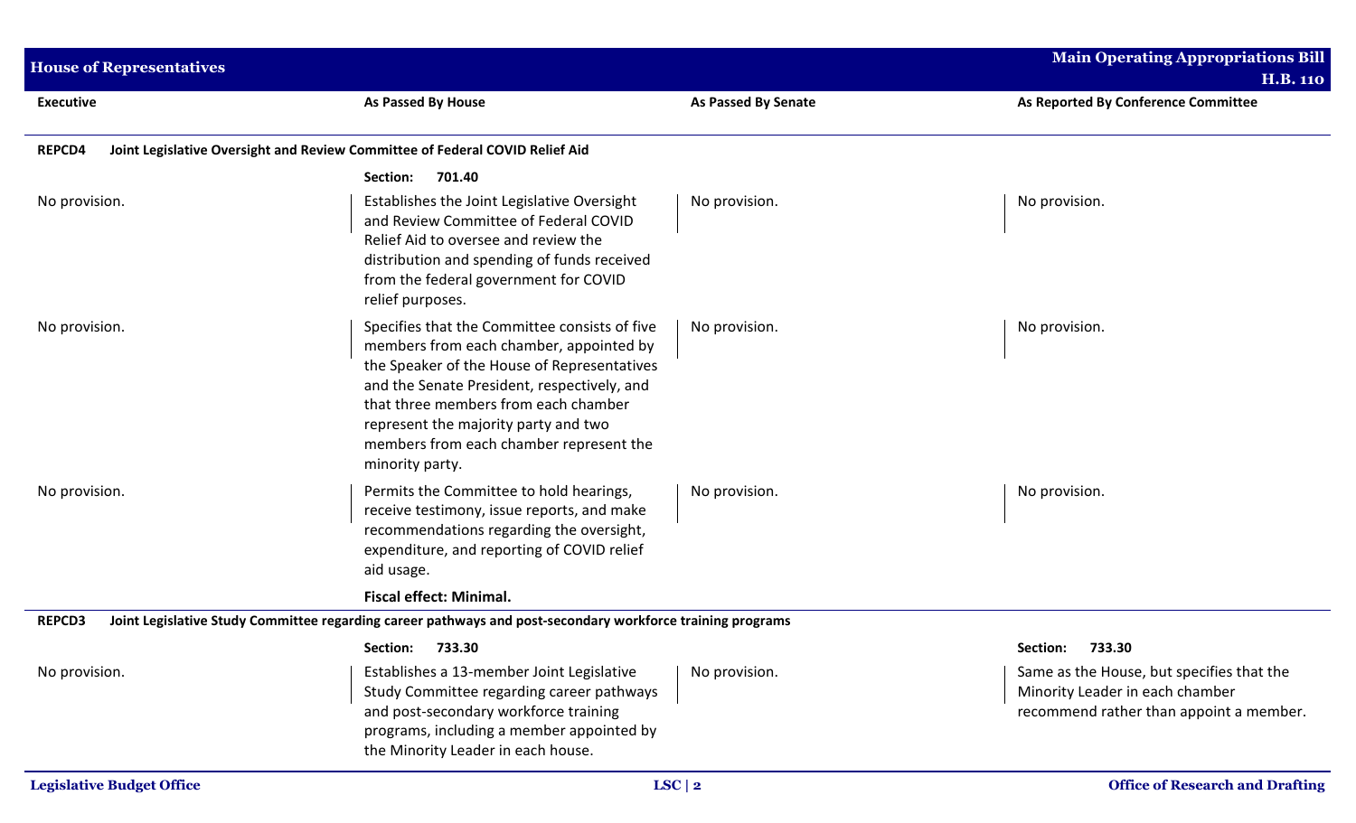| Executive | As Passed By House | As Passed By Senate | As Reported By Conference Committee |
|---|---|---|---|
| **REPCD4 Joint Legislative Oversight and Review Committee of Federal COVID Relief Aid** | | | |
| | **Section: 701.40** | | |
| No provision. | Establishes the Joint Legislative Oversight and Review Committee of Federal COVID Relief Aid to oversee and review the distribution and spending of funds received from the federal government for COVID relief purposes. | No provision. | No provision. |
| No provision. | Specifies that the Committee consists of five members from each chamber, appointed by the Speaker of the House of Representatives and the Senate President, respectively, and that three members from each chamber represent the majority party and two members from each chamber represent the minority party. | No provision. | No provision. |
| No provision. | Permits the Committee to hold hearings, receive testimony, issue reports, and make recommendations regarding the oversight, expenditure, and reporting of COVID relief aid usage. | No provision. | No provision. |
| | **Fiscal effect: Minimal.** | | |
| **REPCD3 Joint Legislative Study Committee regarding career pathways and post-secondary workforce training programs** | | | |
| | **Section: 733.30** | | **Section: 733.30** |
| No provision. | Establishes a 13-member Joint Legislative Study Committee regarding career pathways and post-secondary workforce training programs, including a member appointed by the Minority Leader in each house. | No provision. | Same as the House, but specifies that the Minority Leader in each chamber recommend rather than appoint a member. |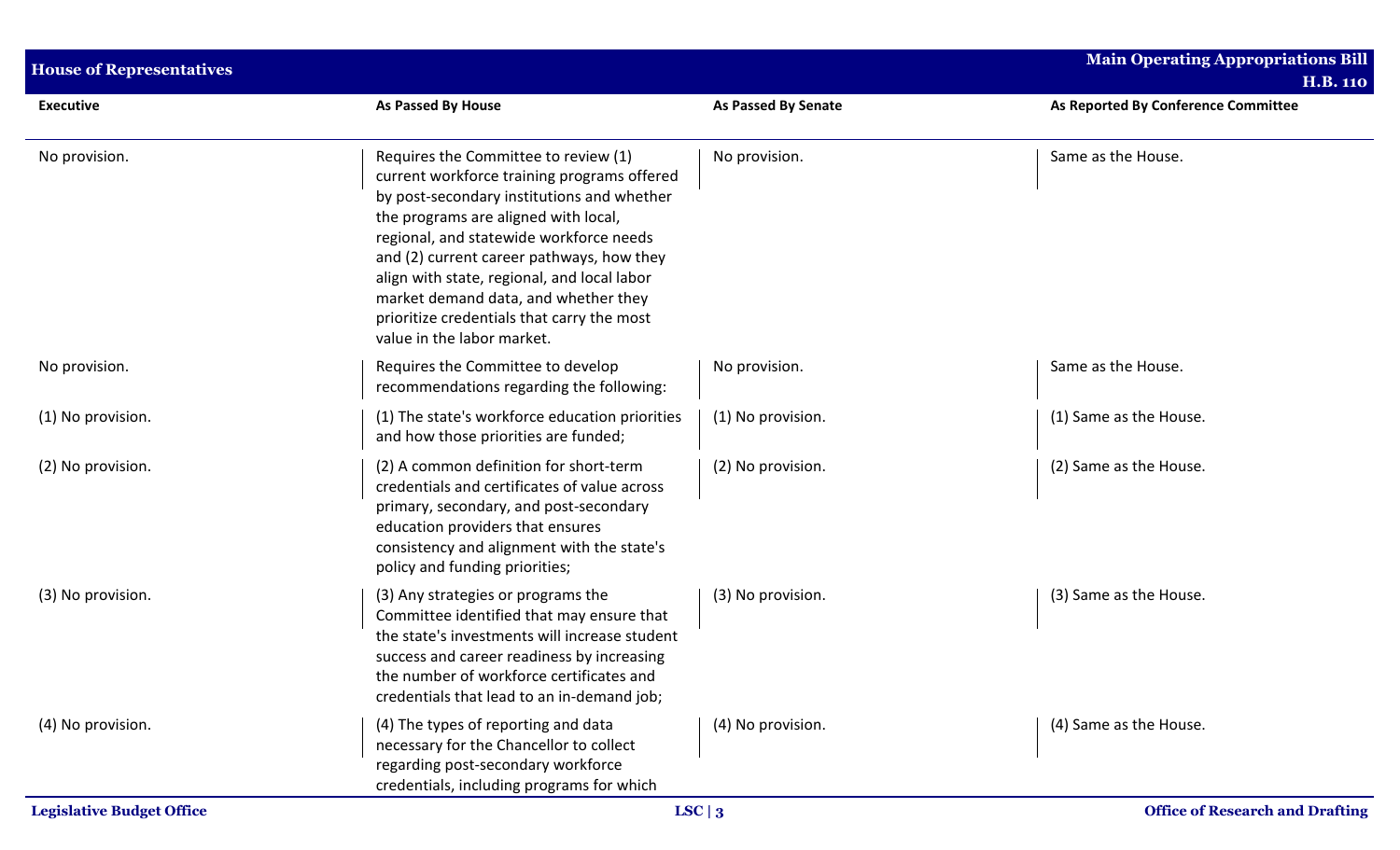| Executive | As Passed By House | As Passed By Senate | As Reported By Conference Committee |
|---|---|---|---|
| No provision. | Requires the Committee to review (1) current workforce training programs offered by post-secondary institutions and whether the programs are aligned with local, regional, and statewide workforce needs and (2) current career pathways, how they align with state, regional, and local labor market demand data, and whether they prioritize credentials that carry the most value in the labor market. | No provision. | Same as the House. |
| No provision. | Requires the Committee to develop recommendations regarding the following: | No provision. | Same as the House. |
| (1) No provision. | (1) The state's workforce education priorities and how those priorities are funded; | (1) No provision. | (1) Same as the House. |
| (2) No provision. | (2) A common definition for short-term credentials and certificates of value across primary, secondary, and post-secondary education providers that ensures consistency and alignment with the state's policy and funding priorities; | (2) No provision. | (2) Same as the House. |
| (3) No provision. | (3) Any strategies or programs the Committee identified that may ensure that the state's investments will increase student success and career readiness by increasing the number of workforce certificates and credentials that lead to an in-demand job; | (3) No provision. | (3) Same as the House. |
| (4) No provision. | (4) The types of reporting and data necessary for the Chancellor to collect regarding post-secondary workforce credentials, including programs for which | (4) No provision. | (4) Same as the House. |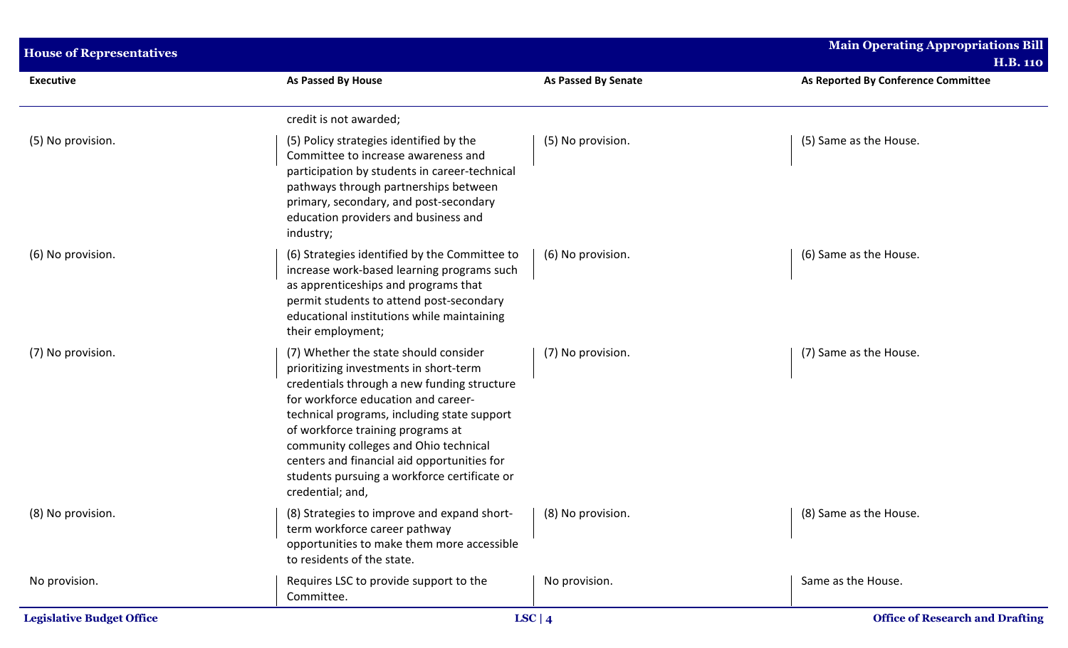| Executive | As Passed By House | As Passed By Senate | As Reported By Conference Committee |
|---|---|---|---|
| | credit is not awarded; | | |
| (5) No provision. | (5) Policy strategies identified by the Committee to increase awareness and participation by students in career-technical pathways through partnerships between primary, secondary, and post-secondary education providers and business and industry; | (5) No provision. | (5) Same as the House. |
| (6) No provision. | (6) Strategies identified by the Committee to increase work-based learning programs such as apprenticeships and programs that permit students to attend post-secondary educational institutions while maintaining their employment; | (6) No provision. | (6) Same as the House. |
| (7) No provision. | (7) Whether the state should consider prioritizing investments in short-term credentials through a new funding structure for workforce education and career-technical programs, including state support of workforce training programs at community colleges and Ohio technical centers and financial aid opportunities for students pursuing a workforce certificate or credential; and, | (7) No provision. | (7) Same as the House. |
| (8) No provision. | (8) Strategies to improve and expand short-term workforce career pathway opportunities to make them more accessible to residents of the state. | (8) No provision. | (8) Same as the House. |
| No provision. | Requires LSC to provide support to the Committee. | No provision. | Same as the House. |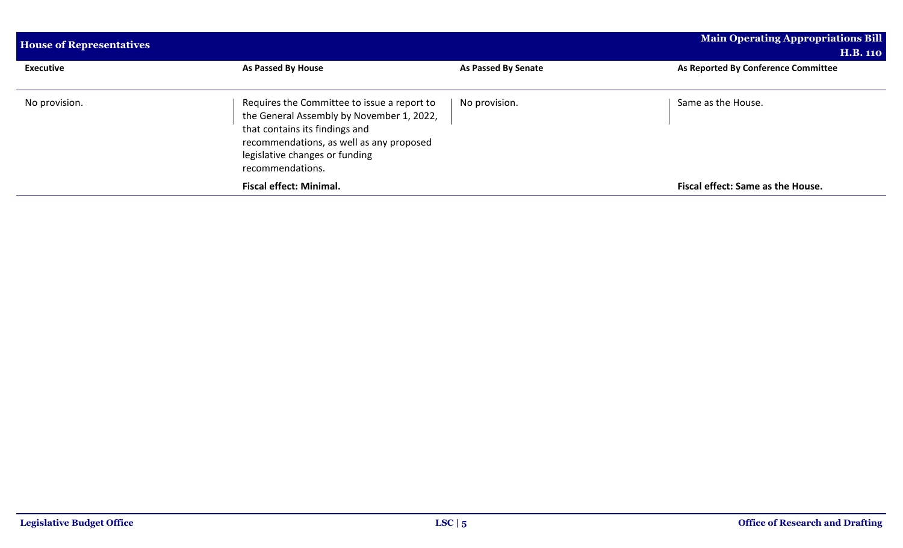| Executive | As Passed By House | As Passed By Senate | As Reported By Conference Committee |
|---|---|---|---|
| No provision. | Requires the Committee to issue a report to the General Assembly by November 1, 2022, that contains its findings and recommendations, as well as any proposed legislative changes or funding recommendations. | No provision. | Same as the House. |
| | **Fiscal effect: Minimal.** | | **Fiscal effect: Same as the House.** |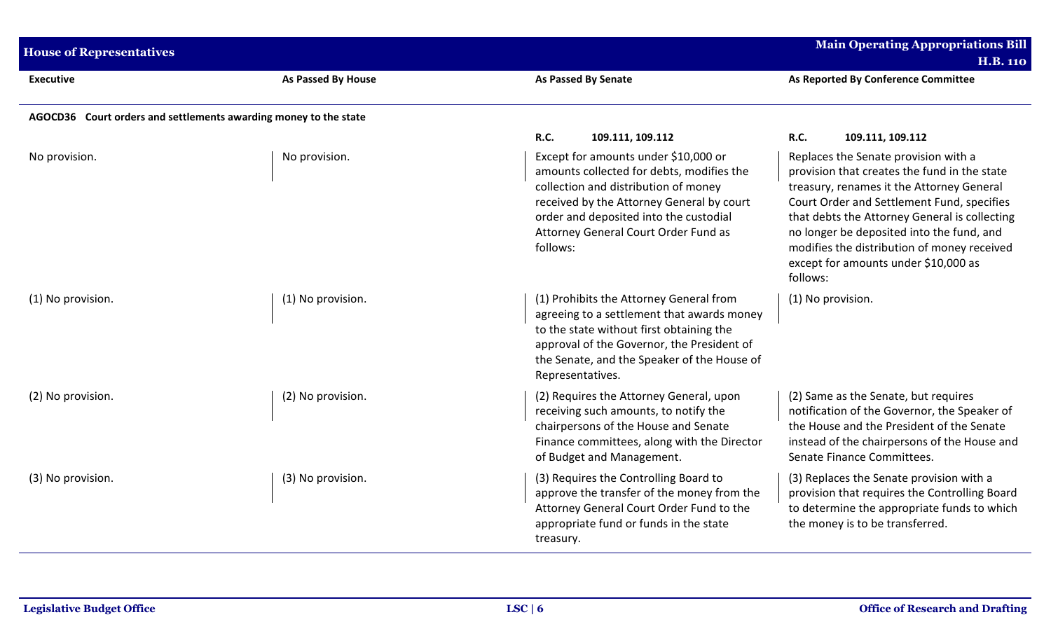| Executive | As Passed By House | As Passed By Senate | As Reported By Conference Committee |
|---|---|---|---|
| **AGOCD36 Court orders and settlements awarding money to the state** | | | |
| | | **R.C. 109.111, 109.112** | **R.C. 109.111, 109.112** |
| No provision. | No provision. | Except for amounts under $10,000 or amounts collected for debts, modifies the collection and distribution of money received by the Attorney General by court order and deposited into the custodial Attorney General Court Order Fund as follows: | Replaces the Senate provision with a provision that creates the fund in the state treasury, renames it the Attorney General Court Order and Settlement Fund, specifies that debts the Attorney General is collecting no longer be deposited into the fund, and modifies the distribution of money received except for amounts under $10,000 as follows: |
| (1) No provision. | (1) No provision. | (1) Prohibits the Attorney General from agreeing to a settlement that awards money to the state without first obtaining the approval of the Governor, the President of the Senate, and the Speaker of the House of Representatives. | (1) No provision. |
| (2) No provision. | (2) No provision. | (2) Requires the Attorney General, upon receiving such amounts, to notify the chairpersons of the House and Senate Finance committees, along with the Director of Budget and Management. | (2) Same as the Senate, but requires notification of the Governor, the Speaker of the House and the President of the Senate instead of the chairpersons of the House and Senate Finance Committees. |
| (3) No provision. | (3) No provision. | (3) Requires the Controlling Board to approve the transfer of the money from the Attorney General Court Order Fund to the appropriate fund or funds in the state treasury. | (3) Replaces the Senate provision with a provision that requires the Controlling Board to determine the appropriate funds to which the money is to be transferred. |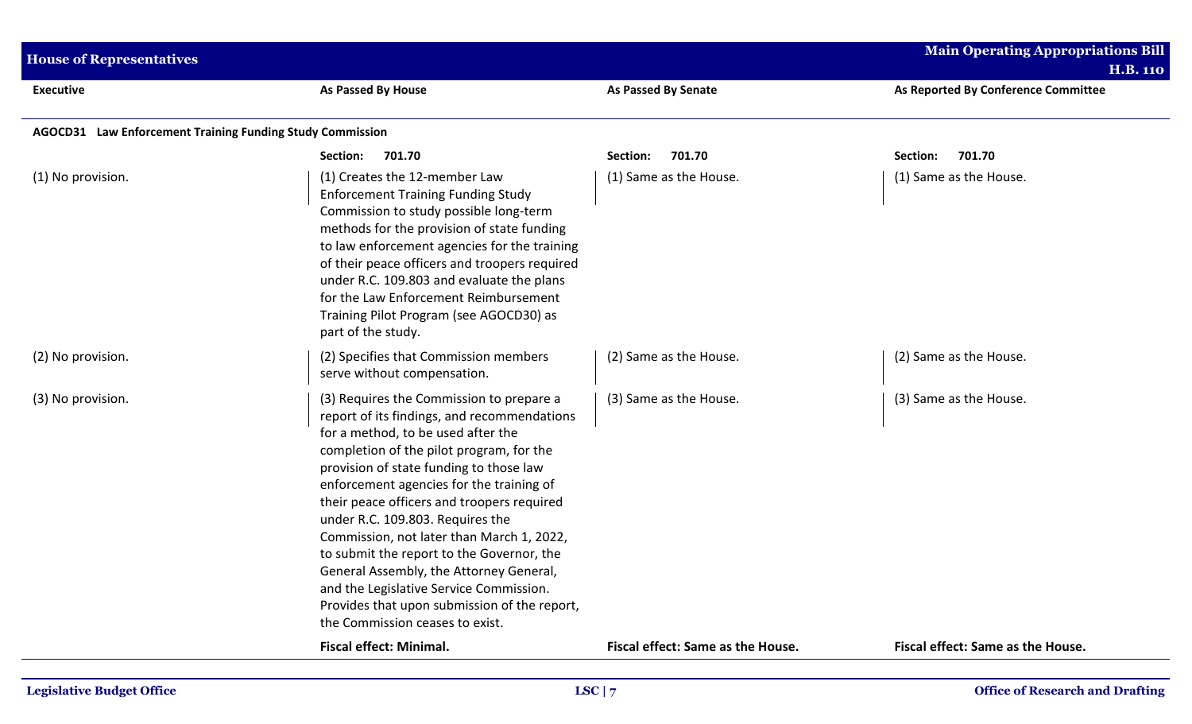| Executive | As Passed By House | As Passed By Senate | As Reported By Conference Committee |
|---|---|---|---|
| **AGOCD31 Law Enforcement Training Funding Study Commission** | | | |
| | **Section: 701.70** | **Section: 701.70** | **Section: 701.70** |
| (1) No provision. | (1) Creates the 12-member Law Enforcement Training Funding Study Commission to study possible long-term methods for the provision of state funding to law enforcement agencies for the training of their peace officers and troopers required under R.C. 109.803 and evaluate the plans for the Law Enforcement Reimbursement Training Pilot Program (see AGOCD30) as part of the study. | (1) Same as the House. | (1) Same as the House. |
| (2) No provision. | (2) Specifies that Commission members serve without compensation. | (2) Same as the House. | (2) Same as the House. |
| (3) No provision. | (3) Requires the Commission to prepare a report of its findings, and recommendations for a method, to be used after the completion of the pilot program, for the provision of state funding to those law enforcement agencies for the training of their peace officers and troopers required under R.C. 109.803. Requires the Commission, not later than March 1, 2022, to submit the report to the Governor, the General Assembly, the Attorney General, and the Legislative Service Commission. Provides that upon submission of the report, the Commission ceases to exist. | (3) Same as the House. | (3) Same as the House. |
| | **Fiscal effect: Minimal.** | **Fiscal effect: Same as the House.** | **Fiscal effect: Same as the House.** |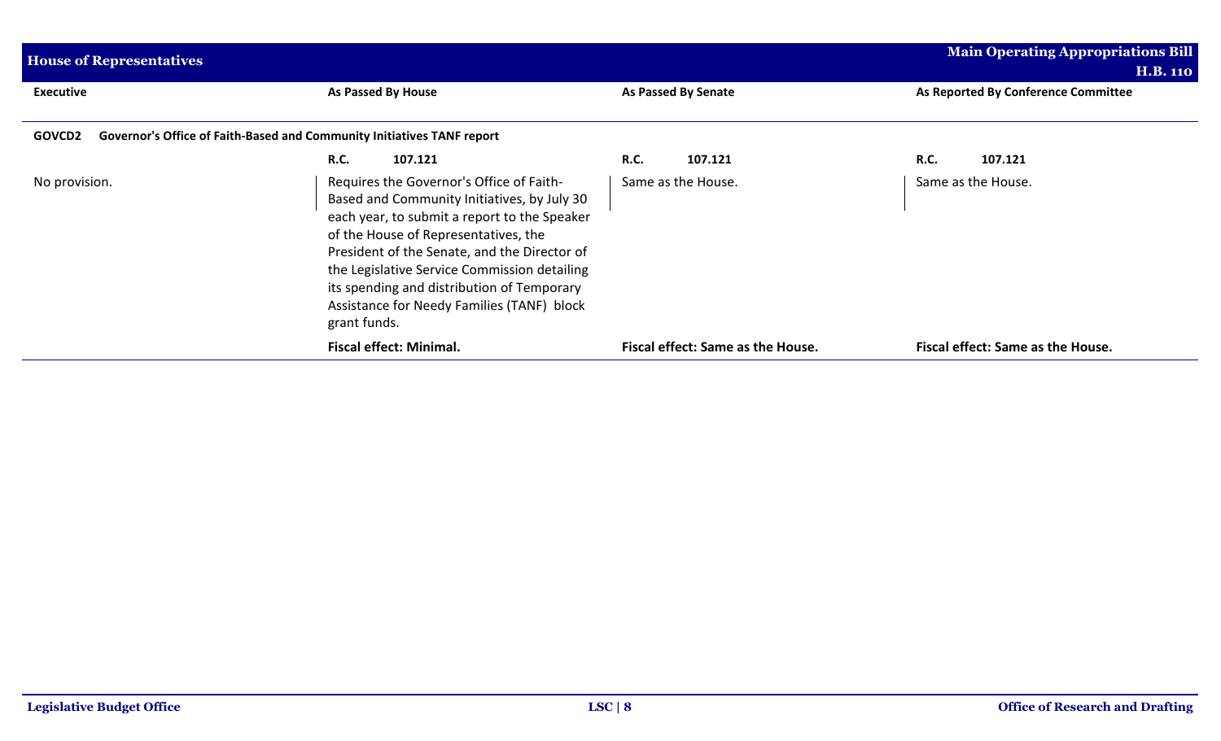| Executive | As Passed By House | As Passed By Senate | As Reported By Conference Committee |
|---|---|---|---|
| **GOVCD2 Governor's Office of Faith-Based and Community Initiatives TANF report** | | | |
| | **R.C. 107.121** | **R.C. 107.121** | **R.C. 107.121** |
| No provision. | Requires the Governor's Office of Faith-Based and Community Initiatives, by July 30 each year, to submit a report to the Speaker of the House of Representatives, the President of the Senate, and the Director of the Legislative Service Commission detailing its spending and distribution of Temporary Assistance for Needy Families (TANF) block grant funds. | Same as the House. | Same as the House. |
| | **Fiscal effect: Minimal.** | **Fiscal effect: Same as the House.** | **Fiscal effect: Same as the House.** |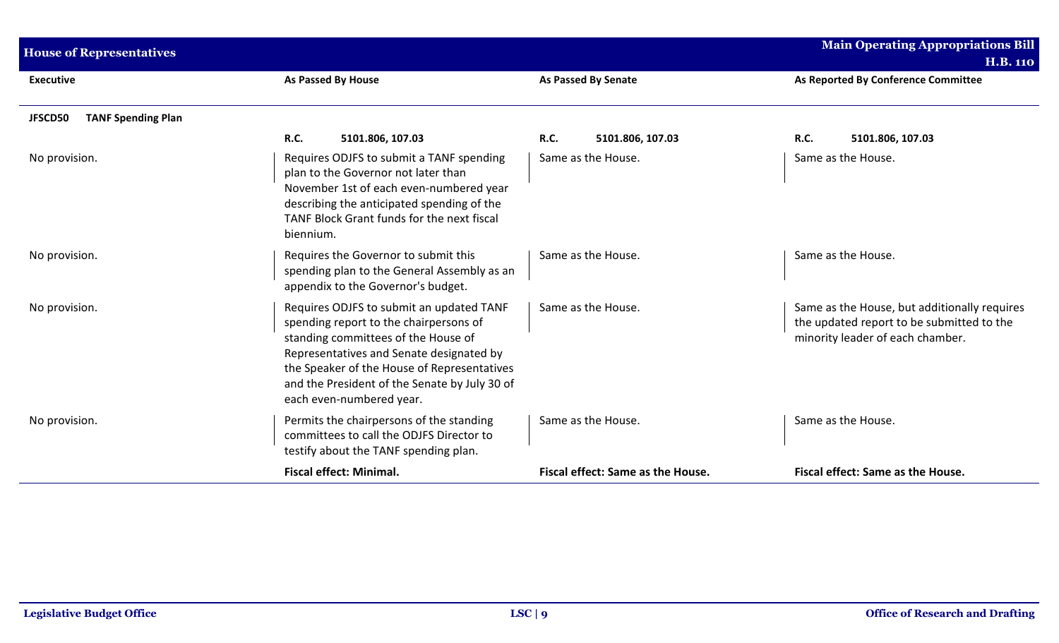| Executive | As Passed By House | As Passed By Senate | As Reported By Conference Committee |
|---|---|---|---|
| **JFSCD50 TANF Spending Plan** | | | |
| | **R.C.** 5101.806, 107.03 | **R.C.** 5101.806, 107.03 | **R.C.** 5101.806, 107.03 |
| No provision. | Requires ODJFS to submit a TANF spending plan to the Governor not later than November 1st of each even-numbered year describing the anticipated spending of the TANF Block Grant funds for the next fiscal biennium. | Same as the House. | Same as the House. |
| No provision. | Requires the Governor to submit this spending plan to the General Assembly as an appendix to the Governor's budget. | Same as the House. | Same as the House. |
| No provision. | Requires ODJFS to submit an updated TANF spending report to the chairpersons of standing committees of the House of Representatives and Senate designated by the Speaker of the House of Representatives and the President of the Senate by July 30 of each even-numbered year. | Same as the House. | Same as the House, but additionally requires the updated report to be submitted to the minority leader of each chamber. |
| No provision. | Permits the chairpersons of the standing committees to call the ODJFS Director to testify about the TANF spending plan. | Same as the House. | Same as the House. |
| | **Fiscal effect: Minimal.** | **Fiscal effect: Same as the House.** | **Fiscal effect: Same as the House.** |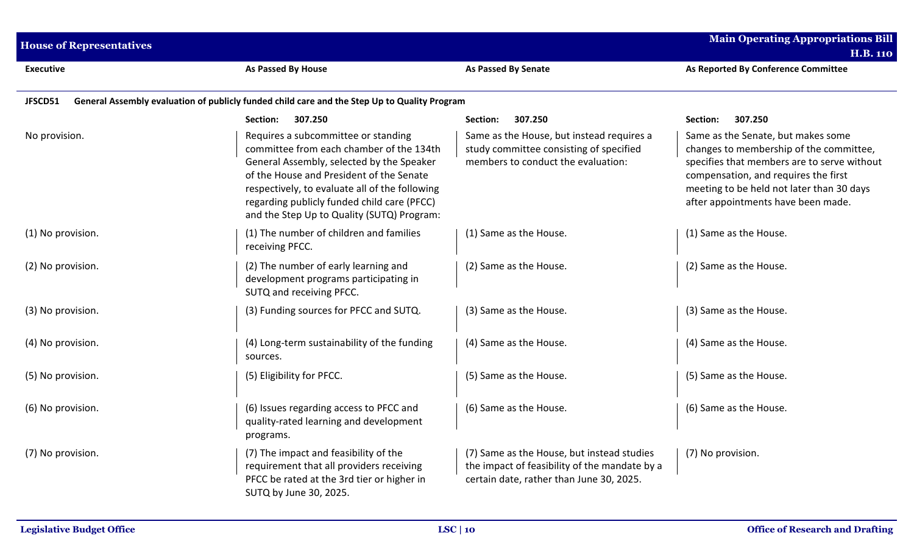| Executive | As Passed By House | As Passed By Senate | As Reported By Conference Committee |
|---|---|---|---|
| **JFSCD51** General Assembly evaluation of publicly funded child care and the Step Up to Quality Program | | | |
| | Section: 307.250 | Section: 307.250 | Section: 307.250 |
| No provision. | Requires a subcommittee or standing committee from each chamber of the 134th General Assembly, selected by the Speaker of the House and President of the Senate respectively, to evaluate all of the following regarding publicly funded child care (PFCC) and the Step Up to Quality (SUTQ) Program: | Same as the House, but instead requires a study committee consisting of specified members to conduct the evaluation: | Same as the Senate, but makes some changes to membership of the committee, specifies that members are to serve without compensation, and requires the first meeting to be held not later than 30 days after appointments have been made. |
| (1) No provision. | (1) The number of children and families receiving PFCC. | (1) Same as the House. | (1) Same as the House. |
| (2) No provision. | (2) The number of early learning and development programs participating in SUTQ and receiving PFCC. | (2) Same as the House. | (2) Same as the House. |
| (3) No provision. | (3) Funding sources for PFCC and SUTQ. | (3) Same as the House. | (3) Same as the House. |
| (4) No provision. | (4) Long-term sustainability of the funding sources. | (4) Same as the House. | (4) Same as the House. |
| (5) No provision. | (5) Eligibility for PFCC. | (5) Same as the House. | (5) Same as the House. |
| (6) No provision. | (6) Issues regarding access to PFCC and quality-rated learning and development programs. | (6) Same as the House. | (6) Same as the House. |
| (7) No provision. | (7) The impact and feasibility of the requirement that all providers receiving PFCC be rated at the 3rd tier or higher in SUTQ by June 30, 2025. | (7) Same as the House, but instead studies the impact of feasibility of the mandate by a certain date, rather than June 30, 2025. | (7) No provision. |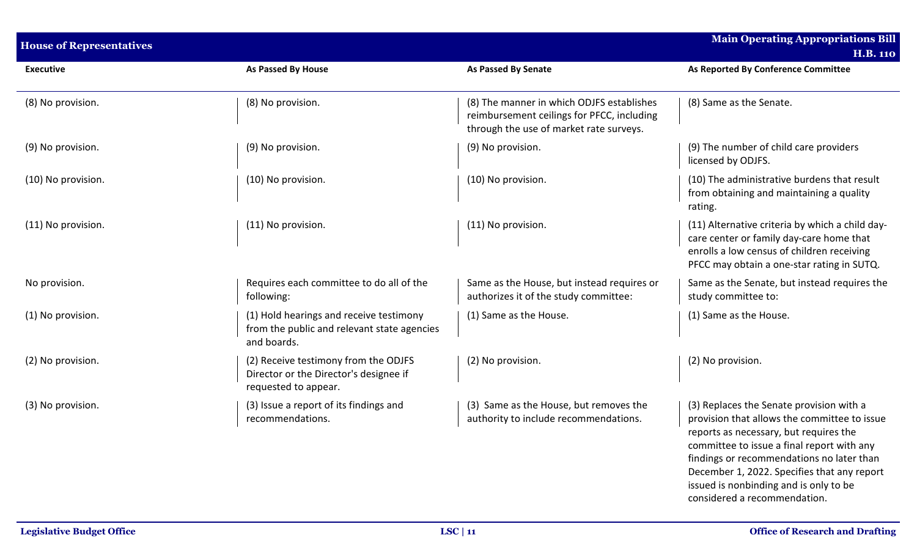| Executive | As Passed By House | As Passed By Senate | As Reported By Conference Committee |
|---|---|---|---|
| (8) No provision. | (8) No provision. | (8) The manner in which ODJFS establishes reimbursement ceilings for PFCC, including through the use of market rate surveys. | (8) Same as the Senate. |
| (9) No provision. | (9) No provision. | (9) No provision. | (9) The number of child care providers licensed by ODJFS. |
| (10) No provision. | (10) No provision. | (10) No provision. | (10) The administrative burdens that result from obtaining and maintaining a quality rating. |
| (11) No provision. | (11) No provision. | (11) No provision. | (11) Alternative criteria by which a child day-care center or family day-care home that enrolls a low census of children receiving PFCC may obtain a one-star rating in SUTQ. |
| No provision. | Requires each committee to do all of the following: | Same as the House, but instead requires or authorizes it of the study committee: | Same as the Senate, but instead requires the study committee to: |
| (1) No provision. | (1) Hold hearings and receive testimony from the public and relevant state agencies and boards. | (1) Same as the House. | (1) Same as the House. |
| (2) No provision. | (2) Receive testimony from the ODJFS Director or the Director's designee if requested to appear. | (2) No provision. | (2) No provision. |
| (3) No provision. | (3) Issue a report of its findings and recommendations. | (3) Same as the House, but removes the authority to include recommendations. | (3) Replaces the Senate provision with a provision that allows the committee to issue reports as necessary, but requires the committee to issue a final report with any findings or recommendations no later than December 1, 2022. Specifies that any report issued is nonbinding and is only to be considered a recommendation. |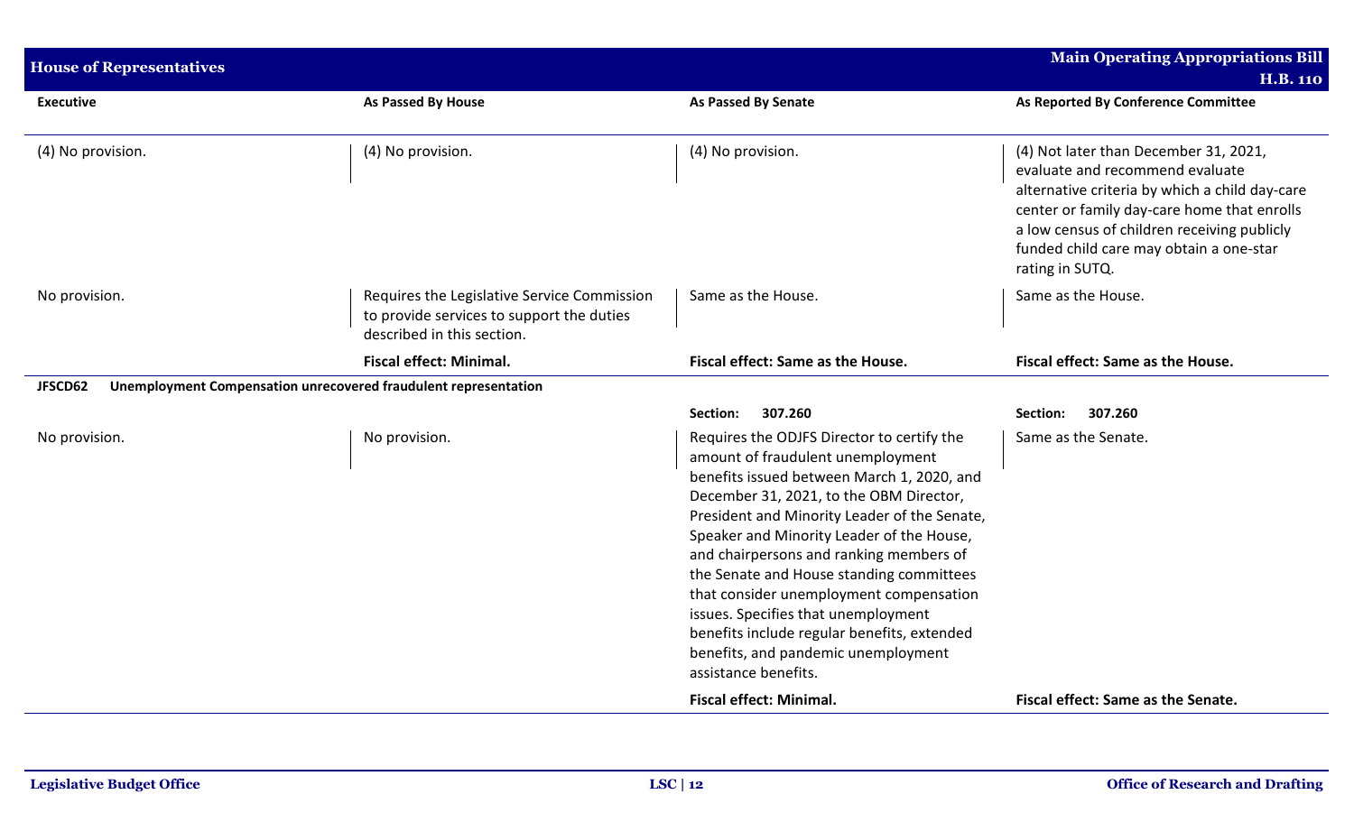| Executive | As Passed By House | As Passed By Senate | As Reported By Conference Committee |
|---|---|---|---|
| (4) No provision. | (4) No provision. | (4) No provision. | (4) Not later than December 31, 2021, evaluate and recommend evaluate alternative criteria by which a child day-care center or family day-care home that enrolls a low census of children receiving publicly funded child care may obtain a one-star rating in SUTQ. |
| No provision. | Requires the Legislative Service Commission to provide services to support the duties described in this section. | Same as the House. | Same as the House. |
| | **Fiscal effect: Minimal.** | **Fiscal effect: Same as the House.** | **Fiscal effect: Same as the House.** |
| **JFSCD62 Unemployment Compensation unrecovered fraudulent representation** | | | |
| | | **Section: 307.260** | **Section: 307.260** |
| No provision. | No provision. | Requires the ODJFS Director to certify the amount of fraudulent unemployment benefits issued between March 1, 2020, and December 31, 2021, to the OBM Director, President and Minority Leader of the Senate, Speaker and Minority Leader of the House, and chairpersons and ranking members of the Senate and House standing committees that consider unemployment compensation issues. Specifies that unemployment benefits include regular benefits, extended benefits, and pandemic unemployment assistance benefits. | Same as the Senate. |
| | | **Fiscal effect: Minimal.** | **Fiscal effect: Same as the Senate.** |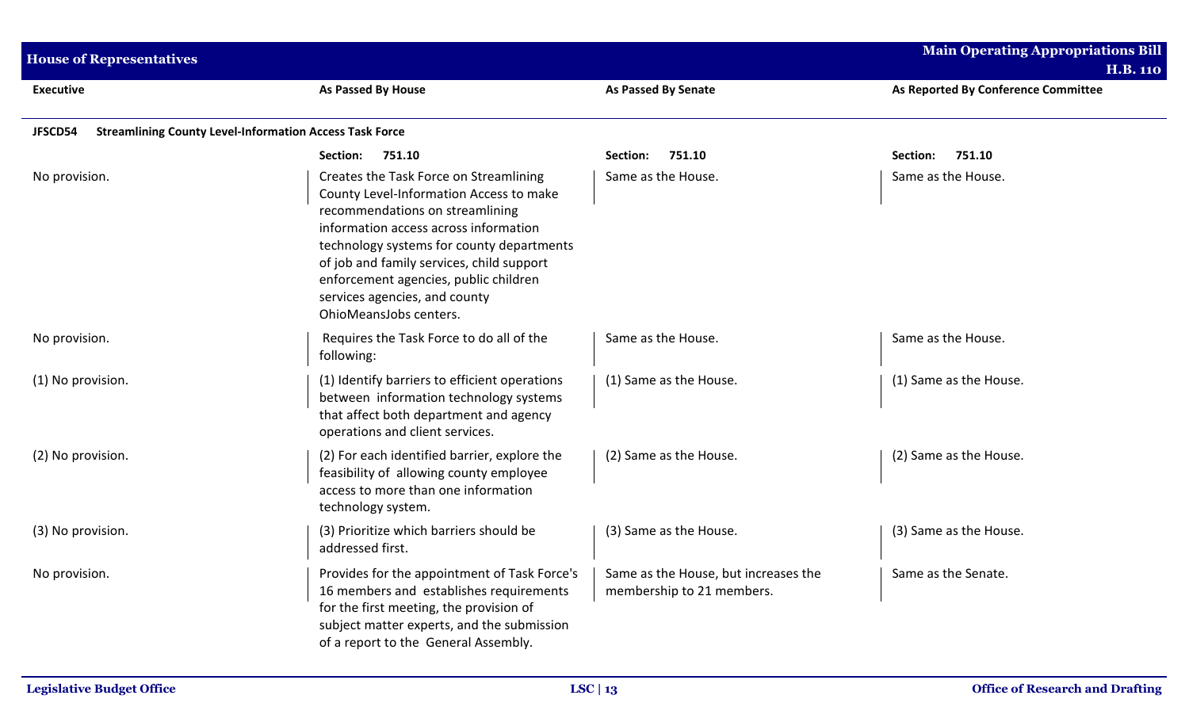| Executive | As Passed By House | As Passed By Senate | As Reported By Conference Committee |
|---|---|---|---|
| **JFSCD54 Streamlining County Level-Information Access Task Force** | | | |
| | **Section: 751.10** | **Section: 751.10** | **Section: 751.10** |
| No provision. | Creates the Task Force on Streamlining County Level-Information Access to make recommendations on streamlining information access across information technology systems for county departments of job and family services, child support enforcement agencies, public children services agencies, and county OhioMeansJobs centers. | Same as the House. | Same as the House. |
| No provision. | Requires the Task Force to do all of the following: | Same as the House. | Same as the House. |
| (1) No provision. | (1) Identify barriers to efficient operations between information technology systems that affect both department and agency operations and client services. | (1) Same as the House. | (1) Same as the House. |
| (2) No provision. | (2) For each identified barrier, explore the feasibility of allowing county employee access to more than one information technology system. | (2) Same as the House. | (2) Same as the House. |
| (3) No provision. | (3) Prioritize which barriers should be addressed first. | (3) Same as the House. | (3) Same as the House. |
| No provision. | Provides for the appointment of Task Force's 16 members and establishes requirements for the first meeting, the provision of subject matter experts, and the submission of a report to the General Assembly. | Same as the House, but increases the membership to 21 members. | Same as the Senate. |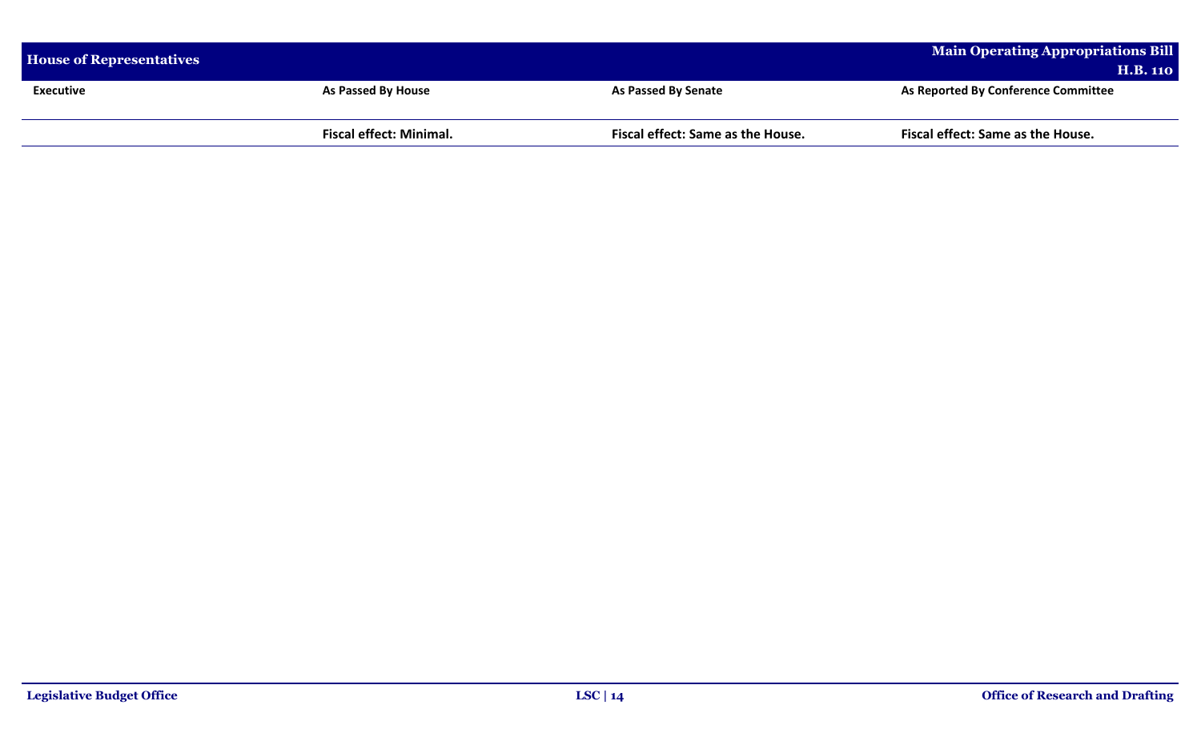| Executive | As Passed By House | As Passed By Senate | As Reported By Conference Committee |
|---|---|---|---|
| | **Fiscal effect: Minimal.** | **Fiscal effect: Same as the House.** | **Fiscal effect: Same as the House.** |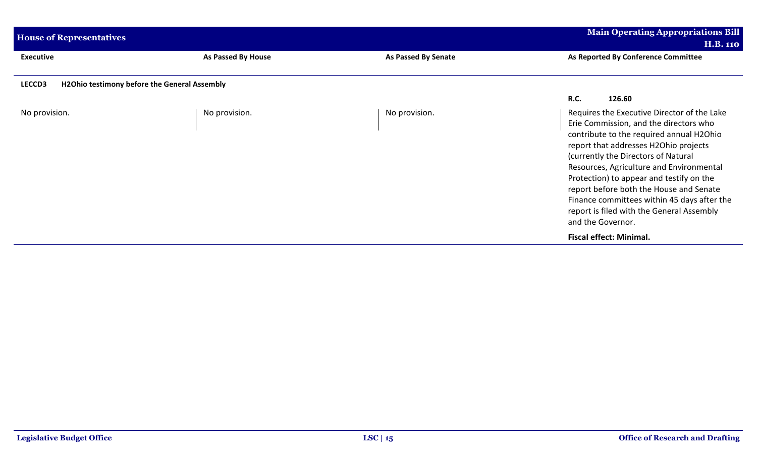| Executive | As Passed By House | As Passed By Senate | As Reported By Conference Committee |
|---|---|---|---|
| **LECCD3 H2Ohio testimony before the General Assembly** | | | |
| | | | **R.C. 126.60** |
| No provision. | No provision. | No provision. | Requires the Executive Director of the Lake Erie Commission, and the directors who contribute to the required annual H2Ohio report that addresses H2Ohio projects (currently the Directors of Natural Resources, Agriculture and Environmental Protection) to appear and testify on the report before both the House and Senate Finance committees within 45 days after the report is filed with the General Assembly and the Governor. |
| | | | **Fiscal effect: Minimal.** |